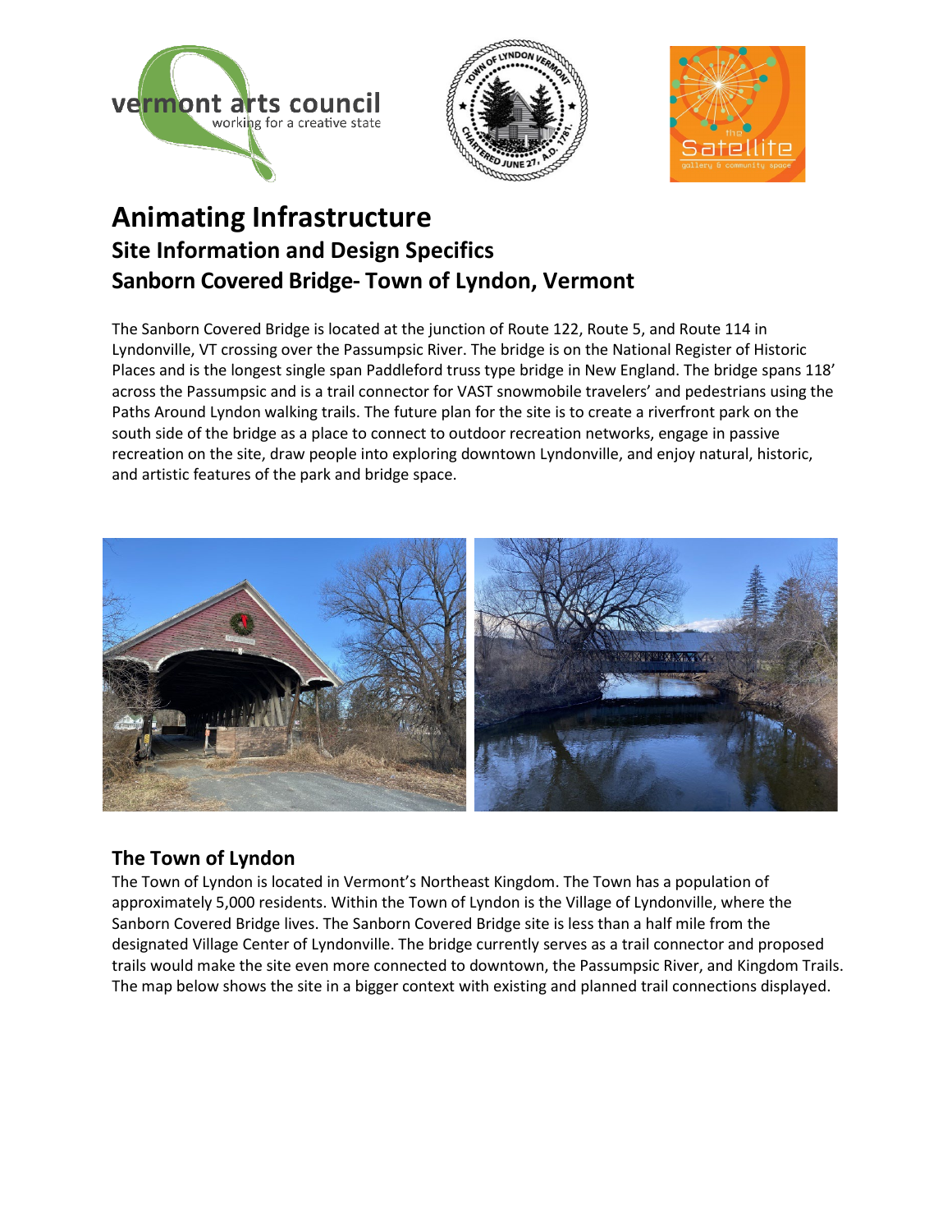# Animating Infrastructure

## Site Information and Design Specifics

## Sanborn Covered Bridge- Town of Lyndon, Vermont

The Sanborn Covered Bridge is located at the junction of Route 122, Route 5, and Route 114 in Lyndonville, VT crossing over the Passumpsic River. The bridge is on the National Register of Historic Places and is the longest single span Paddleford truss type bridge in New England. The bridge spans 118' across the Passumpsic and is a trail connector for VAST snowmobile travelers' and pedestrians using the Paths Around Lyndon walking trails. The future plan for the site is to create a riverfront park on the south side of the bridge as a place to connect to outdoor recreation networks, engage in passive recreation on the site, draw people into exploring downtown Lyndonville, and enjoy natural, historic, and artistic features of the park and bridge space.

### The Town of Lyndon

The Town of Lyndon is located in Vermont's Northeast Kingdom. The Town has a population of approximately 5,000 residents. Within the Town of Lyndon is the Village of Lyndonville, where the Sanborn Covered Bridge lives. The Sanborn Covered Bridge site is less than a half mile from the designated Village Center of Lyndonville. The bridge currently serves as a trail connector and proposed trails would make the site even more connected to downtown, the Passumpsic River, and Kingdom Trails. The map below shows the site in a bigger context with existing and planned trail connections displayed.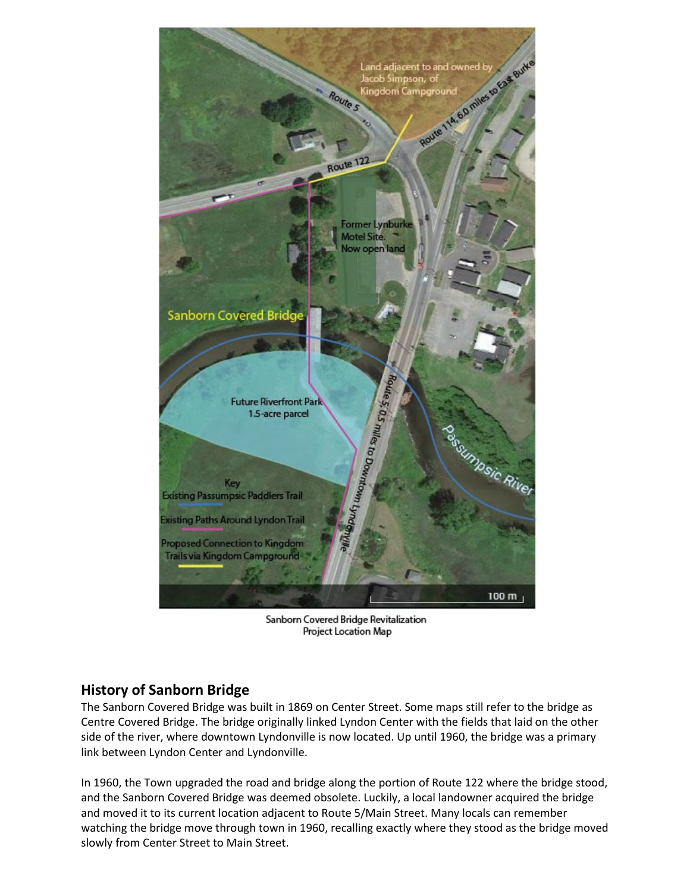Sanborn Covered Bridge Revitalization
Project Location Map

## History of Sanborn Bridge

The Sanborn Covered Bridge was built in 1869 on Center Street. Some maps still refer to the bridge as Centre Covered Bridge. The bridge originally linked Lyndon Center with the fields that laid on the other side of the river, where downtown Lyndonville is now located. Up until 1960, the bridge was a primary link between Lyndon Center and Lyndonville.

In 1960, the Town upgraded the road and bridge along the portion of Route 122 where the bridge stood, and the Sanborn Covered Bridge was deemed obsolete. Luckily, a local landowner acquired the bridge and moved it to its current location adjacent to Route 5/Main Street. Many locals can remember watching the bridge move through town in 1960, recalling exactly where they stood as the bridge moved slowly from Center Street to Main Street.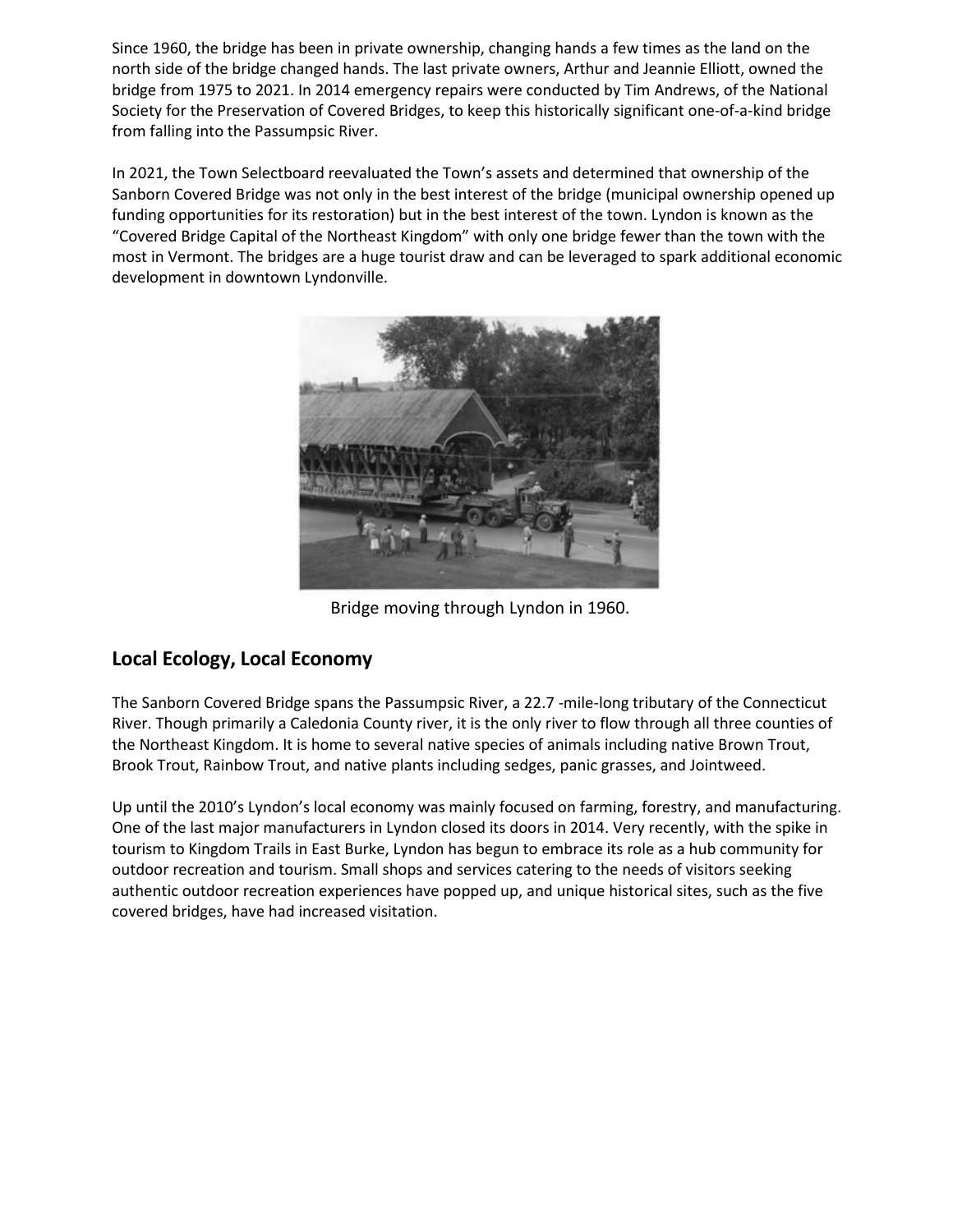Since 1960, the bridge has been in private ownership, changing hands a few times as the land on the north side of the bridge changed hands. The last private owners, Arthur and Jeannie Elliott, owned the bridge from 1975 to 2021. In 2014 emergency repairs were conducted by Tim Andrews, of the National Society for the Preservation of Covered Bridges, to keep this historically significant one-of-a-kind bridge from falling into the Passumpsic River.

In 2021, the Town Selectboard reevaluated the Town's assets and determined that ownership of the Sanborn Covered Bridge was not only in the best interest of the bridge (municipal ownership opened up funding opportunities for its restoration) but in the best interest of the town. Lyndon is known as the "Covered Bridge Capital of the Northeast Kingdom" with only one bridge fewer than the town with the most in Vermont. The bridges are a huge tourist draw and can be leveraged to spark additional economic development in downtown Lyndonville.

Bridge moving through Lyndon in 1960.

## Local Ecology, Local Economy

The Sanborn Covered Bridge spans the Passumpsic River, a 22.7 -mile-long tributary of the Connecticut River. Though primarily a Caledonia County river, it is the only river to flow through all three counties of the Northeast Kingdom. It is home to several native species of animals including native Brown Trout, Brook Trout, Rainbow Trout, and native plants including sedges, panic grasses, and Jointweed.

Up until the 2010's Lyndon's local economy was mainly focused on farming, forestry, and manufacturing. One of the last major manufacturers in Lyndon closed its doors in 2014. Very recently, with the spike in tourism to Kingdom Trails in East Burke, Lyndon has begun to embrace its role as a hub community for outdoor recreation and tourism. Small shops and services catering to the needs of visitors seeking authentic outdoor recreation experiences have popped up, and unique historical sites, such as the five covered bridges, have had increased visitation.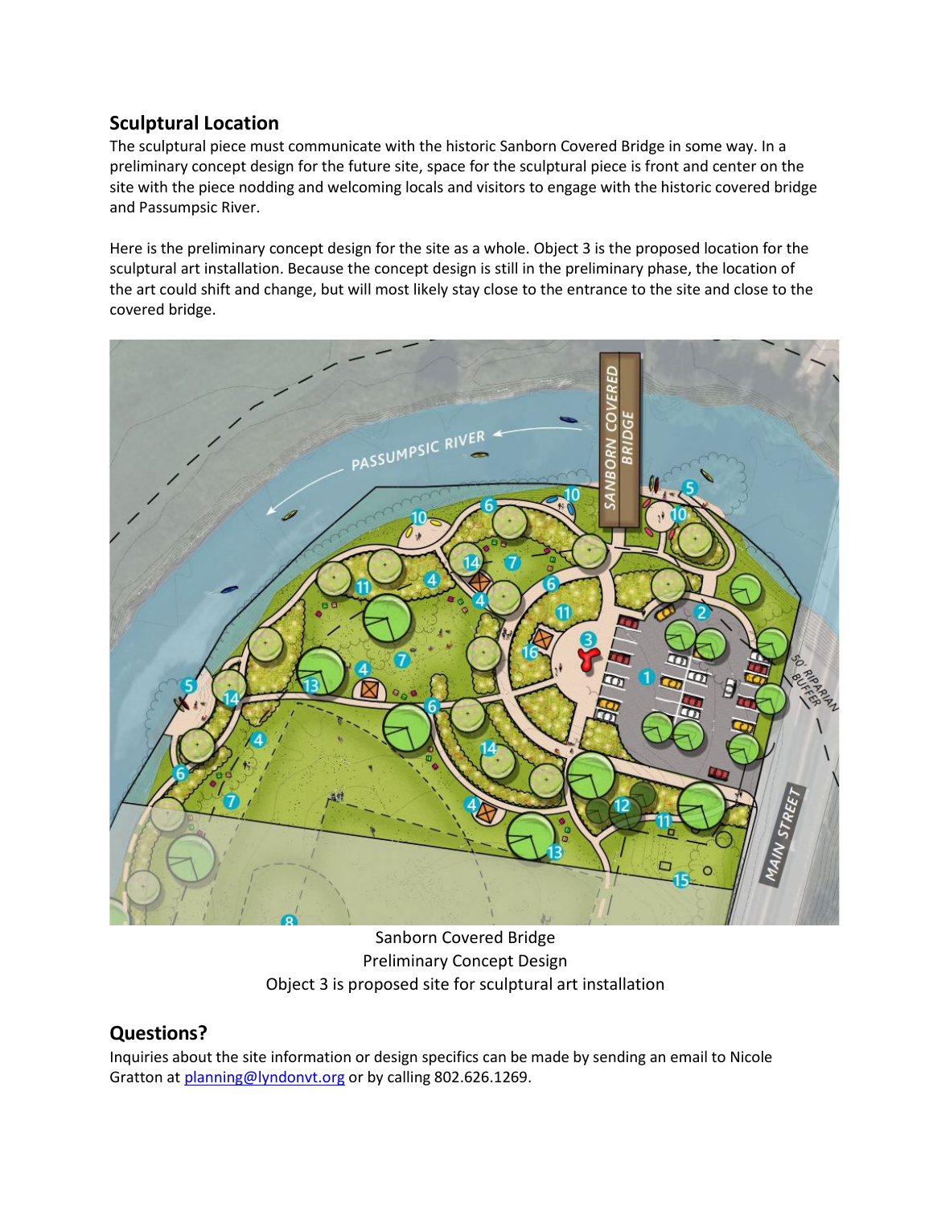## Sculptural Location

The sculptural piece must communicate with the historic Sanborn Covered Bridge in some way. In a preliminary concept design for the future site, space for the sculptural piece is front and center on the site with the piece nodding and welcoming locals and visitors to engage with the historic covered bridge and Passumpsic River.

Here is the preliminary concept design for the site as a whole. Object 3 is the proposed location for the sculptural art installation. Because the concept design is still in the preliminary phase, the location of the art could shift and change, but will most likely stay close to the entrance to the site and close to the covered bridge.

Sanborn Covered Bridge
Preliminary Concept Design
Object 3 is proposed site for sculptural art installation

## Questions?

Inquiries about the site information or design specifics can be made by sending an email to Nicole Gratton at planning@lyndonvt.org or by calling 802.626.1269.